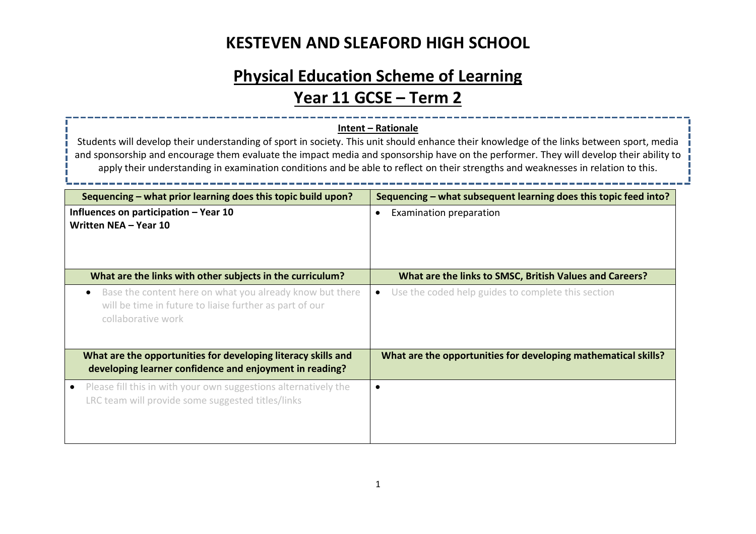# KESTEVEN AND SLEAFORD HIGH SCHOOL

## Physical Education Scheme of Learning

## Year 11 GCSE – Term 2

**Intent – Rationale**

Students will develop their understanding of sport in society. This unit should enhance their knowledge of the links between sport, media and sponsorship and encourage them evaluate the impact media and sponsorship have on the performer. They will develop their ability to apply their understanding in examination conditions and be able to reflect on their strengths and weaknesses in relation to this.

| Sequencing – what prior learning does this topic build upon? | Sequencing – what subsequent learning does this topic feed into? |
|---|---|
| **Influences on participation – Year 10**<br>**Written NEA – Year 10** | • Examination preparation |
| **What are the links with other subjects in the curriculum?** | **What are the links to SMSC, British Values and Careers?** |
| • Base the content here on what you already know but there will be time in future to liaise further as part of our collaborative work | • Use the coded help guides to complete this section |
| **What are the opportunities for developing literacy skills and developing learner confidence and enjoyment in reading?** | **What are the opportunities for developing mathematical skills?** |
| • Please fill this in with your own suggestions alternatively the LRC team will provide some suggested titles/links | • |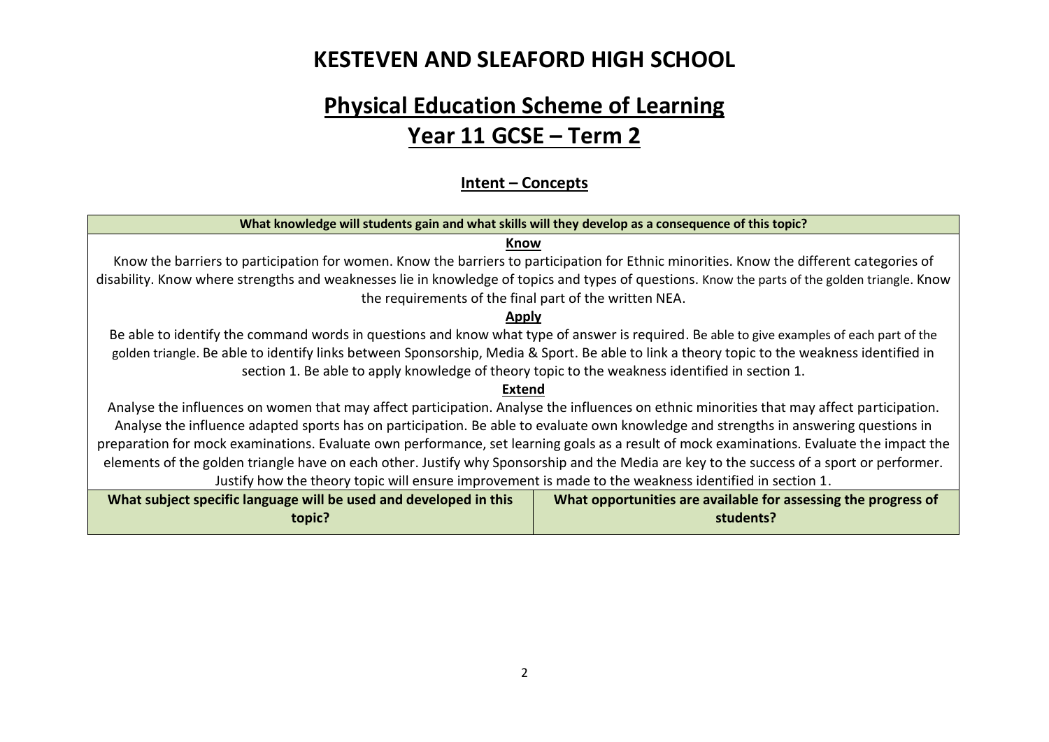# KESTEVEN AND SLEAFORD HIGH SCHOOL

## Physical Education Scheme of Learning

## Year 11 GCSE – Term 2

### Intent – Concepts

| What knowledge will students gain and what skills will they develop as a consequence of this topic? | |
|---|---|
| **Know**<br>Know the barriers to participation for women. Know the barriers to participation for Ethnic minorities. Know the different categories of disability. Know where strengths and weaknesses lie in knowledge of topics and types of questions. Know the parts of the golden triangle. Know the requirements of the final part of the written NEA.<br>**Apply**<br>Be able to identify the command words in questions and know what type of answer is required. Be able to give examples of each part of the golden triangle. Be able to identify links between Sponsorship, Media & Sport. Be able to link a theory topic to the weakness identified in section 1. Be able to apply knowledge of theory topic to the weakness identified in section 1.<br>**Extend**<br>Analyse the influences on women that may affect participation. Analyse the influences on ethnic minorities that may affect participation. Analyse the influence adapted sports has on participation. Be able to evaluate own knowledge and strengths in answering questions in preparation for mock examinations. Evaluate own performance, set learning goals as a result of mock examinations. Evaluate the impact the elements of the golden triangle have on each other. Justify why Sponsorship and the Media are key to the success of a sport or performer. Justify how the theory topic will ensure improvement is made to the weakness identified in section 1. | |
| **What subject specific language will be used and developed in this topic?** | **What opportunities are available for assessing the progress of students?** |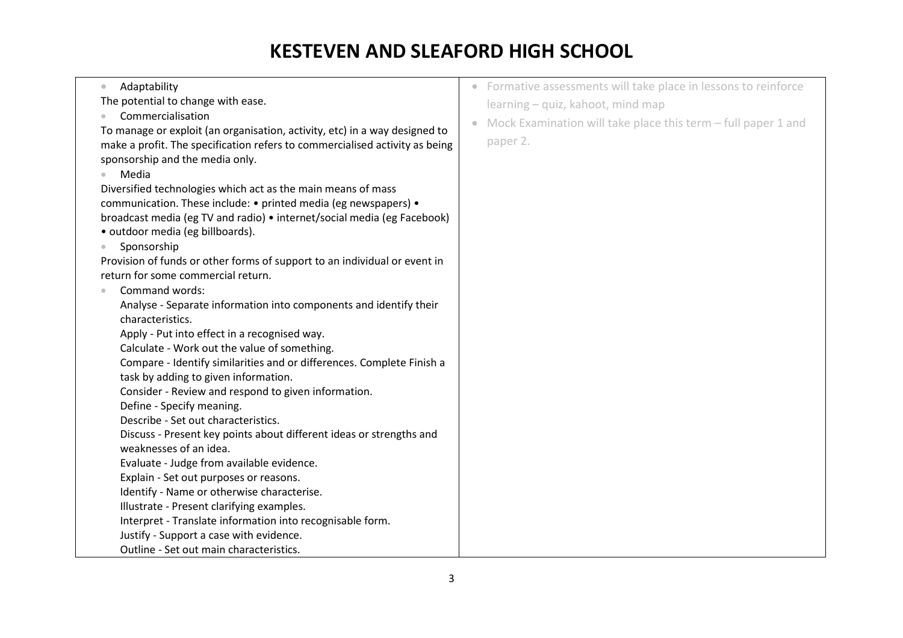# KESTEVEN AND SLEAFORD HIGH SCHOOL

| | |
|---|---|
| • Adaptability<br>The potential to change with ease.<br>• Commercialisation<br>To manage or exploit (an organisation, activity, etc) in a way designed to make a profit. The specification refers to commercialised activity as being sponsorship and the media only.<br>• Media<br>Diversified technologies which act as the main means of mass communication. These include: • printed media (eg newspapers) • broadcast media (eg TV and radio) • internet/social media (eg Facebook) • outdoor media (eg billboards).<br>• Sponsorship<br>Provision of funds or other forms of support to an individual or event in return for some commercial return.<br>• Command words:<br>Analyse - Separate information into components and identify their characteristics.<br>Apply - Put into effect in a recognised way.<br>Calculate - Work out the value of something.<br>Compare - Identify similarities and or differences. Complete Finish a task by adding to given information.<br>Consider - Review and respond to given information.<br>Define - Specify meaning.<br>Describe - Set out characteristics.<br>Discuss - Present key points about different ideas or strengths and weaknesses of an idea.<br>Evaluate - Judge from available evidence.<br>Explain - Set out purposes or reasons.<br>Identify - Name or otherwise characterise.<br>Illustrate - Present clarifying examples.<br>Interpret - Translate information into recognisable form.<br>Justify - Support a case with evidence.<br>Outline - Set out main characteristics. | • Formative assessments will take place in lessons to reinforce learning – quiz, kahoot, mind map<br>• Mock Examination will take place this term – full paper 1 and paper 2. |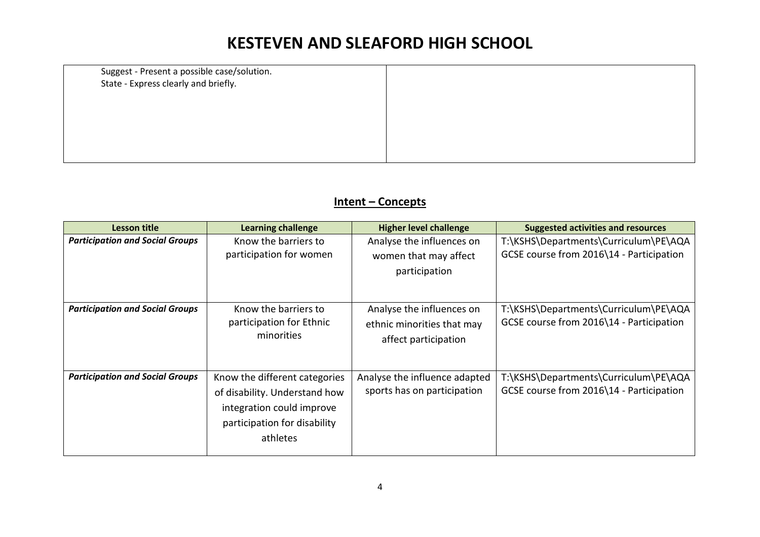| | |
|---|---|
| Suggest - Present a possible case/solution.<br>State - Express clearly and briefly. | |

## Intent – Concepts

| Lesson title | Learning challenge | Higher level challenge | Suggested activities and resources |
|---|---|---|---|
| ***Participation and Social Groups*** | Know the barriers to participation for women | Analyse the influences on women that may affect participation | T:\KSHS\Departments\Curriculum\PE\AQA GCSE course from 2016\14 - Participation |
| ***Participation and Social Groups*** | Know the barriers to participation for Ethnic minorities | Analyse the influences on ethnic minorities that may affect participation | T:\KSHS\Departments\Curriculum\PE\AQA GCSE course from 2016\14 - Participation |
| ***Participation and Social Groups*** | Know the different categories of disability. Understand how integration could improve participation for disability athletes | Analyse the influence adapted sports has on participation | T:\KSHS\Departments\Curriculum\PE\AQA GCSE course from 2016\14 - Participation |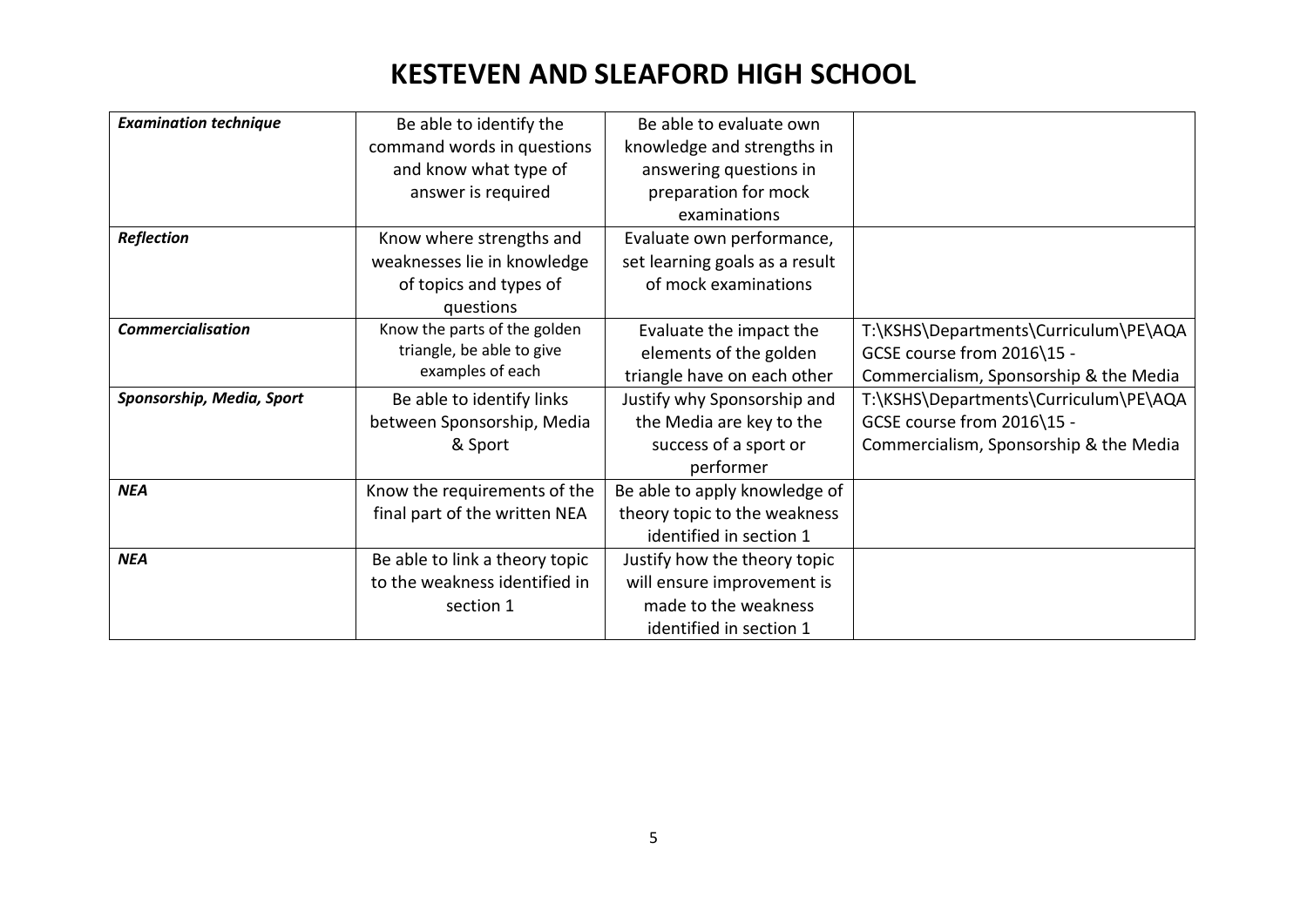# KESTEVEN AND SLEAFORD HIGH SCHOOL

| | | | |
|---|---|---|---|
| ***Examination technique*** | Be able to identify the command words in questions and know what type of answer is required | Be able to evaluate own knowledge and strengths in answering questions in preparation for mock examinations | |
| ***Reflection*** | Know where strengths and weaknesses lie in knowledge of topics and types of questions | Evaluate own performance, set learning goals as a result of mock examinations | |
| ***Commercialisation*** | Know the parts of the golden triangle, be able to give examples of each | Evaluate the impact the elements of the golden triangle have on each other | T:\KSHS\Departments\Curriculum\PE\AQA GCSE course from 2016\15 - Commercialism, Sponsorship & the Media |
| ***Sponsorship, Media, Sport*** | Be able to identify links between Sponsorship, Media & Sport | Justify why Sponsorship and the Media are key to the success of a sport or performer | T:\KSHS\Departments\Curriculum\PE\AQA GCSE course from 2016\15 - Commercialism, Sponsorship & the Media |
| ***NEA*** | Know the requirements of the final part of the written NEA | Be able to apply knowledge of theory topic to the weakness identified in section 1 | |
| ***NEA*** | Be able to link a theory topic to the weakness identified in section 1 | Justify how the theory topic will ensure improvement is made to the weakness identified in section 1 | |